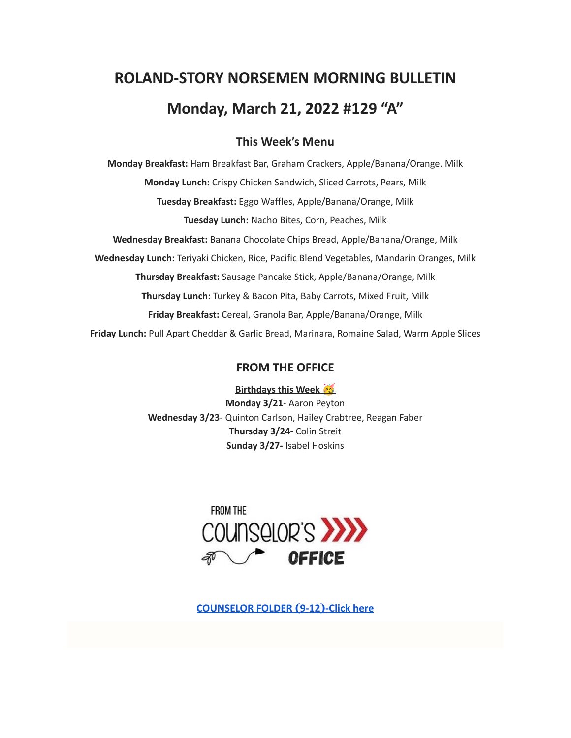# ROLAND-STORY NORSEMEN MORNING BULLETIN

# Monday, March 21, 2022 #129 "A"

## This Week's Menu

**Monday Breakfast:** Ham Breakfast Bar, Graham Crackers, Apple/Banana/Orange. Milk

**Monday Lunch:** Crispy Chicken Sandwich, Sliced Carrots, Pears, Milk

**Tuesday Breakfast:** Eggo Waffles, Apple/Banana/Orange, Milk

**Tuesday Lunch:** Nacho Bites, Corn, Peaches, Milk

**Wednesday Breakfast:** Banana Chocolate Chips Bread, Apple/Banana/Orange, Milk

**Wednesday Lunch:** Teriyaki Chicken, Rice, Pacific Blend Vegetables, Mandarin Oranges, Milk

**Thursday Breakfast:** Sausage Pancake Stick, Apple/Banana/Orange, Milk

**Thursday Lunch:** Turkey & Bacon Pita, Baby Carrots, Mixed Fruit, Milk

**Friday Breakfast:** Cereal, Granola Bar, Apple/Banana/Orange, Milk

**Friday Lunch:** Pull Apart Cheddar & Garlic Bread, Marinara, Romaine Salad, Warm Apple Slices

## FROM THE OFFICE

**Birthdays this Week 🥳**

**Monday 3/21**- Aaron Peyton

**Wednesday 3/23**- Quinton Carlson, Hailey Crabtree, Reagan Faber

**Thursday 3/24-** Colin Streit

**Sunday 3/27-** Isabel Hoskins

FROM THE COUNSELOR'S OFFICE

**COUNSELOR FOLDER (9-12)-Click here**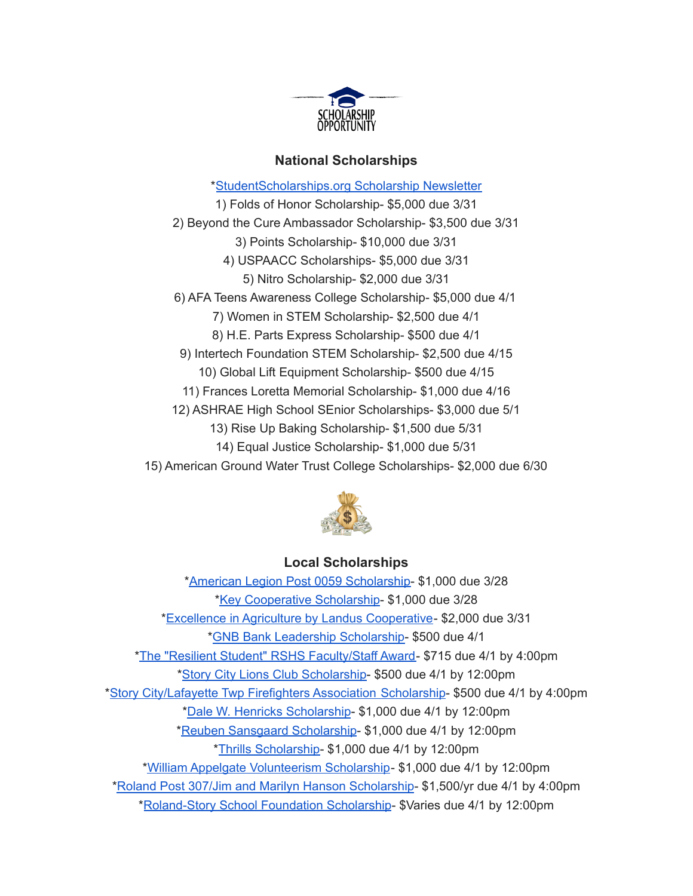SCHOLARSHIP OPPORTUNITY

## National Scholarships

*StudentScholarships.org Scholarship Newsletter

1) Folds of Honor Scholarship- $5,000 due 3/31
2) Beyond the Cure Ambassador Scholarship- $3,500 due 3/31
3) Points Scholarship- $10,000 due 3/31
4) USPAACC Scholarships- $5,000 due 3/31
5) Nitro Scholarship- $2,000 due 3/31
6) AFA Teens Awareness College Scholarship- $5,000 due 4/1
7) Women in STEM Scholarship- $2,500 due 4/1
8) H.E. Parts Express Scholarship- $500 due 4/1
9) Intertech Foundation STEM Scholarship- $2,500 due 4/15
10) Global Lift Equipment Scholarship- $500 due 4/15
11) Frances Loretta Memorial Scholarship- $1,000 due 4/16
12) ASHRAE High School SEnior Scholarships- $3,000 due 5/1
13) Rise Up Baking Scholarship- $1,500 due 5/31
14) Equal Justice Scholarship- $1,000 due 5/31
15) American Ground Water Trust College Scholarships- $2,000 due 6/30

## Local Scholarships

*American Legion Post 0059 Scholarship- $1,000 due 3/28

*Key Cooperative Scholarship- $1,000 due 3/28

*Excellence in Agriculture by Landus Cooperative- $2,000 due 3/31

*GNB Bank Leadership Scholarship- $500 due 4/1

*The "Resilient Student" RSHS Faculty/Staff Award- $715 due 4/1 by 4:00pm

*Story City Lions Club Scholarship- $500 due 4/1 by 12:00pm

*Story City/Lafayette Twp Firefighters Association Scholarship- $500 due 4/1 by 4:00pm

*Dale W. Henricks Scholarship- $1,000 due 4/1 by 12:00pm

*Reuben Sansgaard Scholarship- $1,000 due 4/1 by 12:00pm

*Thrills Scholarship- $1,000 due 4/1 by 12:00pm

*William Appelgate Volunteerism Scholarship- $1,000 due 4/1 by 12:00pm

*Roland Post 307/Jim and Marilyn Hanson Scholarship- $1,500/yr due 4/1 by 4:00pm

*Roland-Story School Foundation Scholarship- $Varies due 4/1 by 12:00pm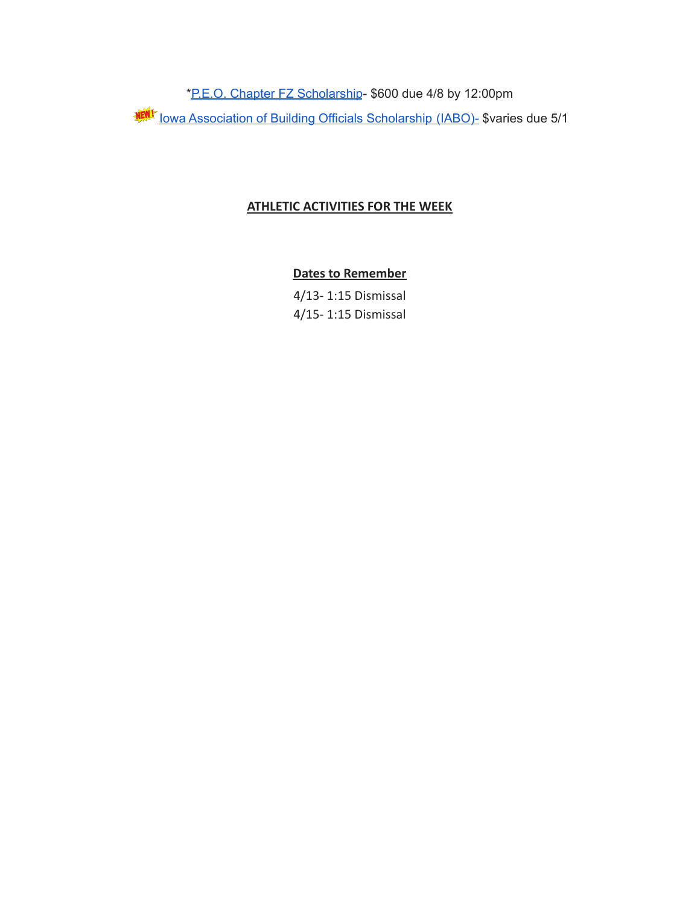*P.E.O. Chapter FZ Scholarship- $600 due 4/8 by 12:00pm

Iowa Association of Building Officials Scholarship (IABO)- $varies due 5/1

## **ATHLETIC ACTIVITIES FOR THE WEEK**

### **Dates to Remember**

4/13- 1:15 Dismissal
4/15- 1:15 Dismissal